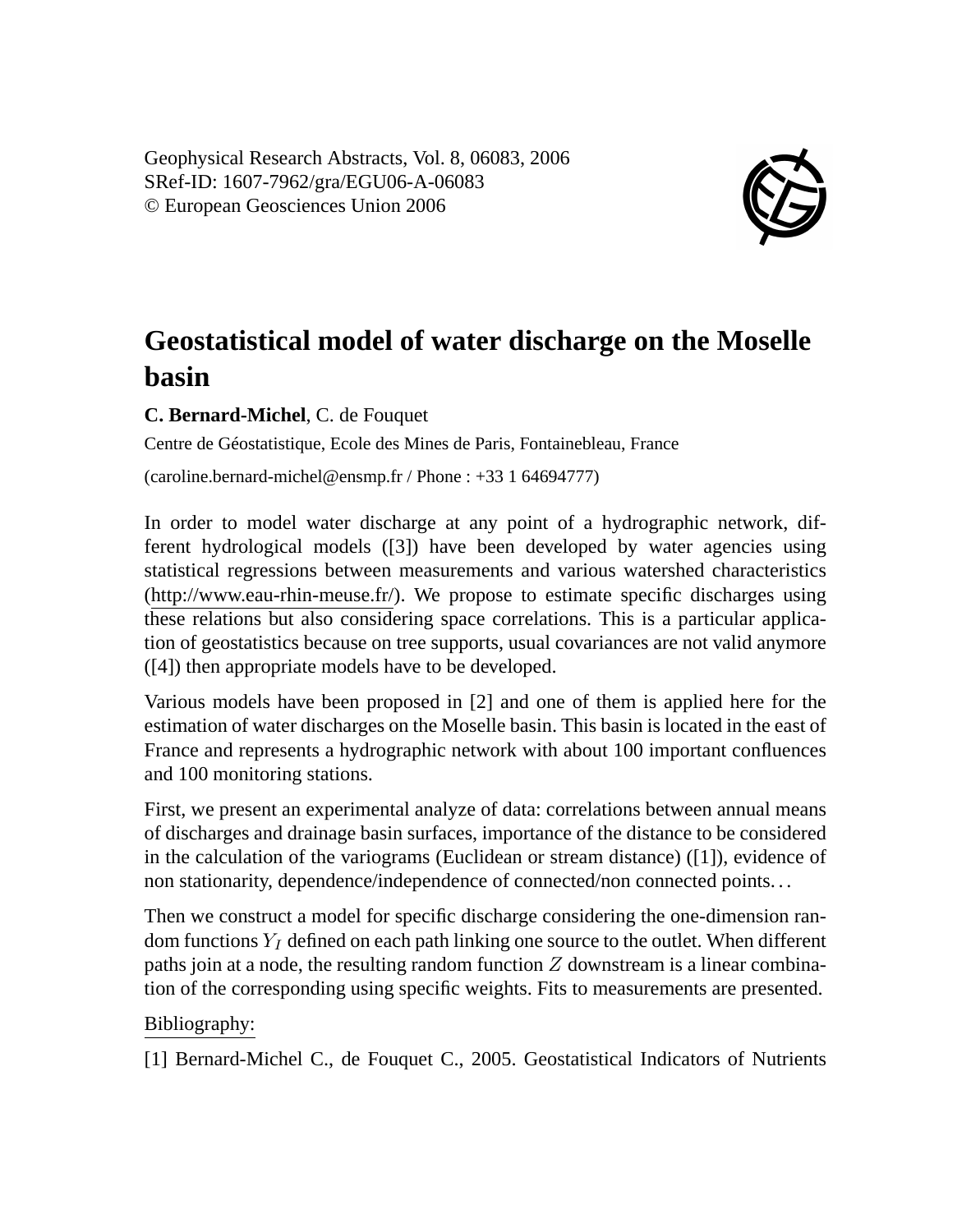Geophysical Research Abstracts, Vol. 8, 06083, 2006
SRef-ID: 1607-7962/gra/EGU06-A-06083
© European Geosciences Union 2006

# Geostatistical model of water discharge on the Moselle basin

**C. Bernard-Michel**, C. de Fouquet

Centre de Géostatistique, Ecole des Mines de Paris, Fontainebleau, France

(caroline.bernard-michel@ensmp.fr / Phone : +33 1 64694777)

In order to model water discharge at any point of a hydrographic network, different hydrological models ([3]) have been developed by water agencies using statistical regressions between measurements and various watershed characteristics (http://www.eau-rhin-meuse.fr/). We propose to estimate specific discharges using these relations but also considering space correlations. This is a particular application of geostatistics because on tree supports, usual covariances are not valid anymore ([4]) then appropriate models have to be developed.

Various models have been proposed in [2] and one of them is applied here for the estimation of water discharges on the Moselle basin. This basin is located in the east of France and represents a hydrographic network with about 100 important confluences and 100 monitoring stations.

First, we present an experimental analyze of data: correlations between annual means of discharges and drainage basin surfaces, importance of the distance to be considered in the calculation of the variograms (Euclidean or stream distance) ([1]), evidence of non stationarity, dependence/independence of connected/non connected points…

Then we construct a model for specific discharge considering the one-dimension random functions $Y_I$ defined on each path linking one source to the outlet. When different paths join at a node, the resulting random function $Z$ downstream is a linear combination of the corresponding using specific weights. Fits to measurements are presented.

Bibliography:

[1] Bernard-Michel C., de Fouquet C., 2005. Geostatistical Indicators of Nutrients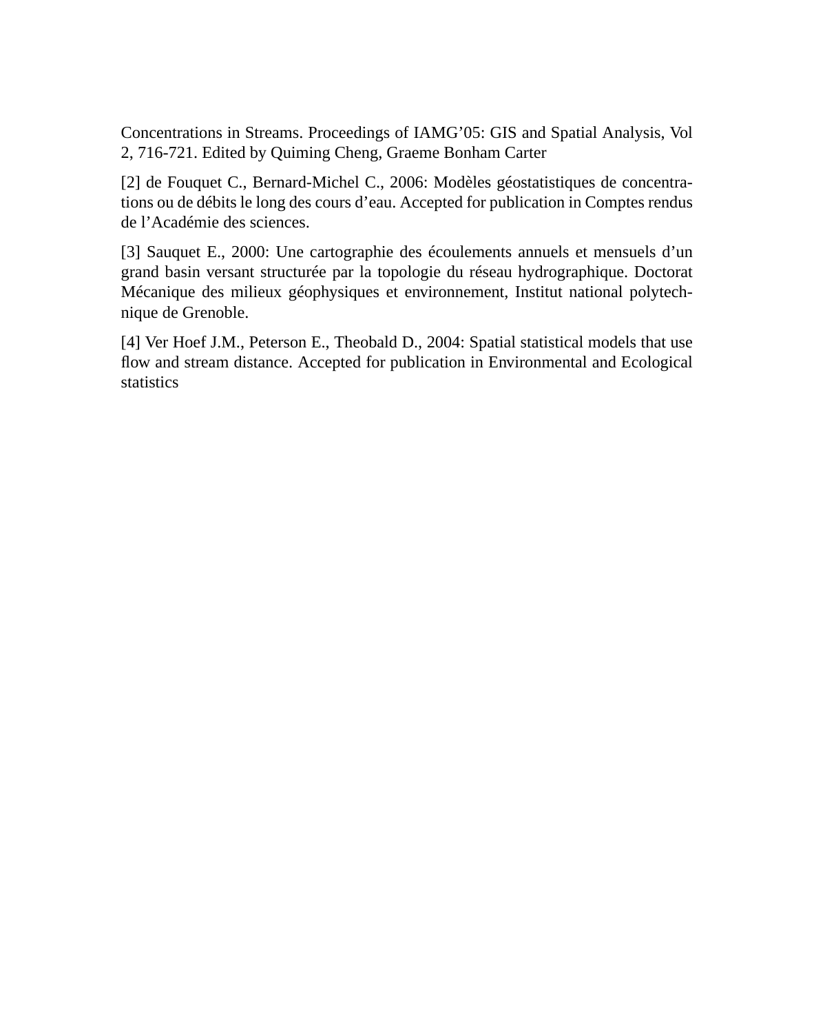Concentrations in Streams. Proceedings of IAMG’05: GIS and Spatial Analysis, Vol 2, 716-721. Edited by Quiming Cheng, Graeme Bonham Carter

[2] de Fouquet C., Bernard-Michel C., 2006: Modèles géostatistiques de concentrations ou de débits le long des cours d’eau. Accepted for publication in Comptes rendus de l’Académie des sciences.

[3] Sauquet E., 2000: Une cartographie des écoulements annuels et mensuels d’un grand basin versant structurée par la topologie du réseau hydrographique. Doctorat Mécanique des milieux géophysiques et environnement, Institut national polytechnique de Grenoble.

[4] Ver Hoef J.M., Peterson E., Theobald D., 2004: Spatial statistical models that use flow and stream distance. Accepted for publication in Environmental and Ecological statistics